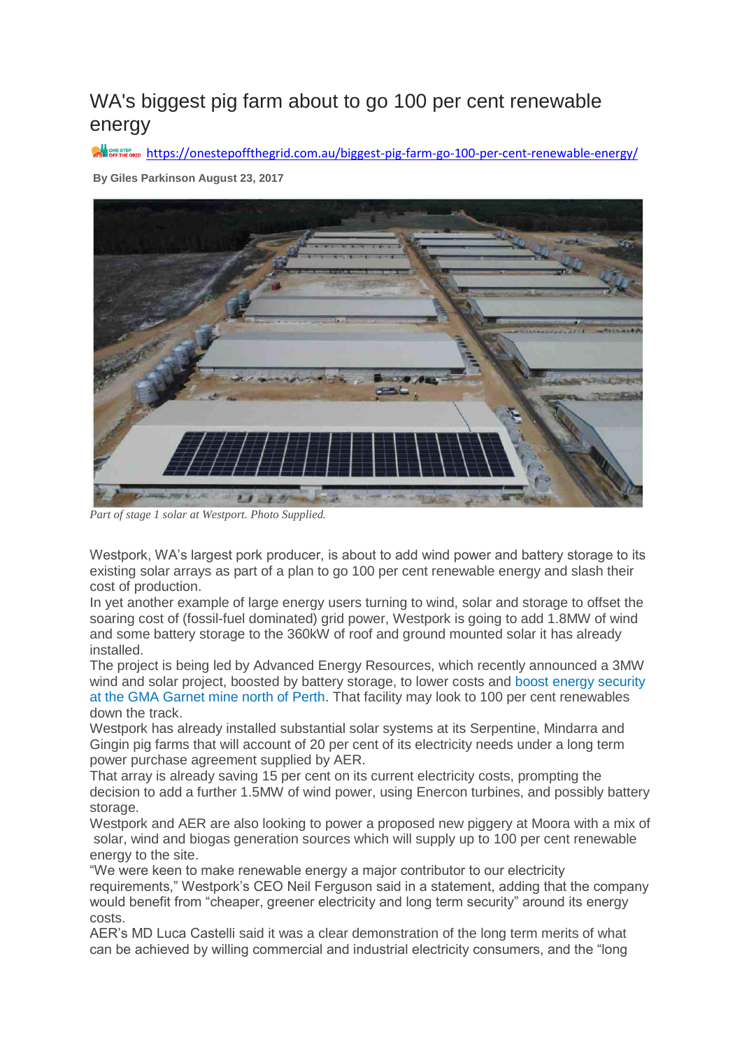# WA's biggest pig farm about to go 100 per cent renewable energy

https://onestepoffthegrid.com.au/biggest-pig-farm-go-100-per-cent-renewable-energy/

**By Giles Parkinson August 23, 2017**

*Part of stage 1 solar at Westport. Photo Supplied.*

Westpork, WA's largest pork producer, is about to add wind power and battery storage to its existing solar arrays as part of a plan to go 100 per cent renewable energy and slash their cost of production.

In yet another example of large energy users turning to wind, solar and storage to offset the soaring cost of (fossil-fuel dominated) grid power, Westpork is going to add 1.8MW of wind and some battery storage to the 360kW of roof and ground mounted solar it has already installed.

The project is being led by Advanced Energy Resources, which recently announced a 3MW wind and solar project, boosted by battery storage, to lower costs and boost energy security at the GMA Garnet mine north of Perth. That facility may look to 100 per cent renewables down the track.

Westpork has already installed substantial solar systems at its Serpentine, Mindarra and Gingin pig farms that will account of 20 per cent of its electricity needs under a long term power purchase agreement supplied by AER.

That array is already saving 15 per cent on its current electricity costs, prompting the decision to add a further 1.5MW of wind power, using Enercon turbines, and possibly battery storage.

Westpork and AER are also looking to power a proposed new piggery at Moora with a mix of solar, wind and biogas generation sources which will supply up to 100 per cent renewable energy to the site.

"We were keen to make renewable energy a major contributor to our electricity requirements," Westpork's CEO Neil Ferguson said in a statement, adding that the company would benefit from "cheaper, greener electricity and long term security" around its energy costs.

AER's MD Luca Castelli said it was a clear demonstration of the long term merits of what can be achieved by willing commercial and industrial electricity consumers, and the "long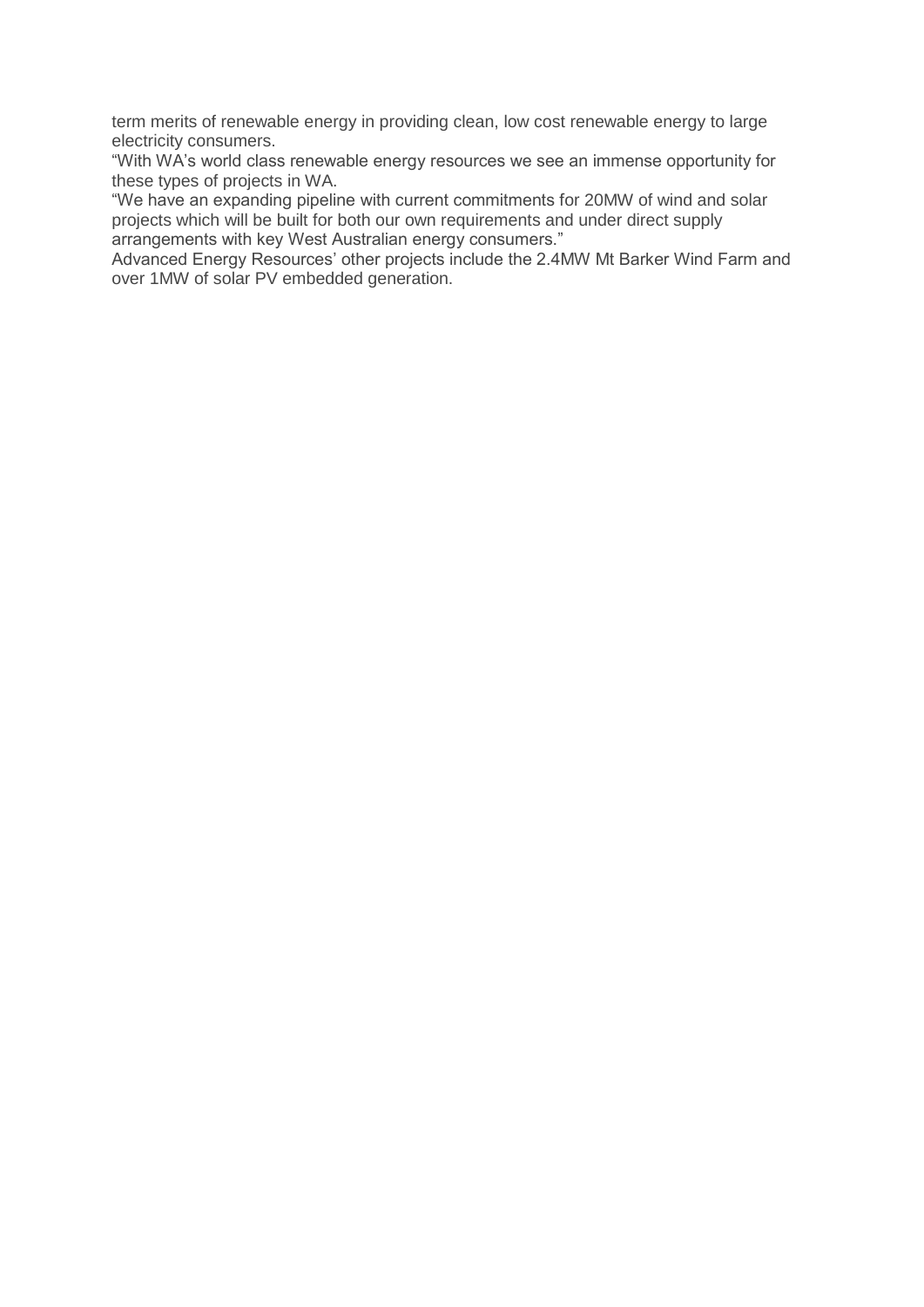term merits of renewable energy in providing clean, low cost renewable energy to large electricity consumers.

"With WA's world class renewable energy resources we see an immense opportunity for these types of projects in WA.

"We have an expanding pipeline with current commitments for 20MW of wind and solar projects which will be built for both our own requirements and under direct supply arrangements with key West Australian energy consumers."

Advanced Energy Resources' other projects include the 2.4MW Mt Barker Wind Farm and over 1MW of solar PV embedded generation.